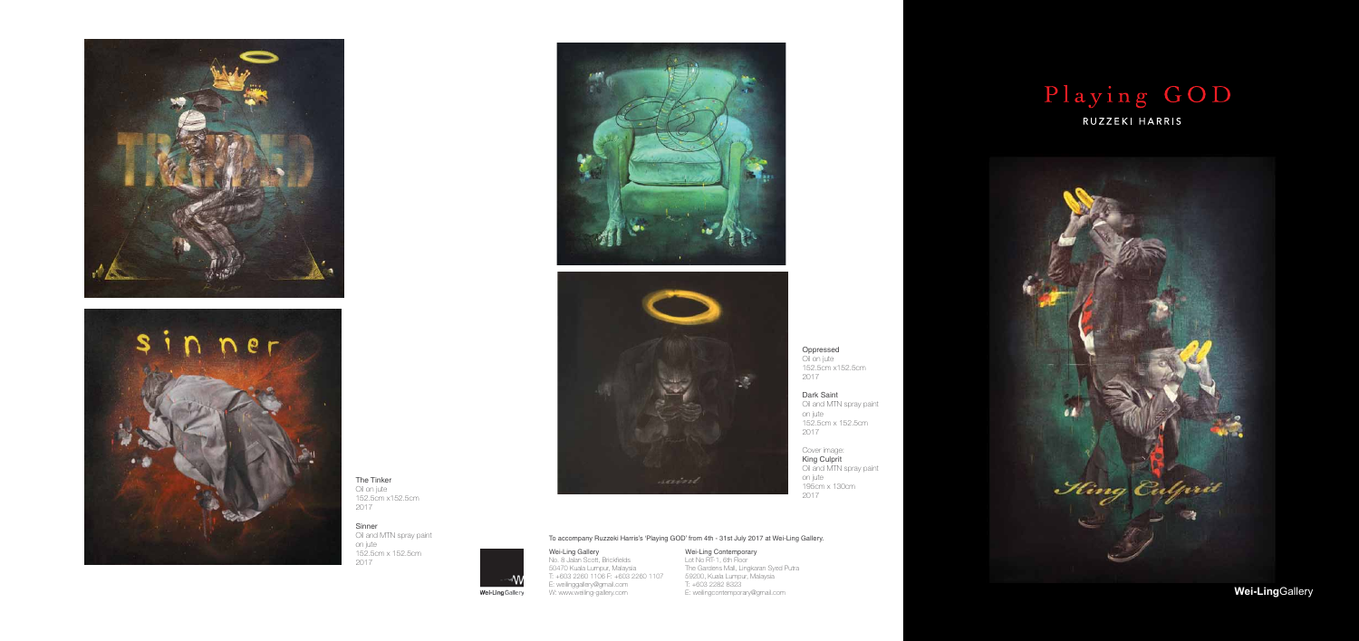# Playing GOD

## RUZZEKI HARRIS

The Tinker
Oil on jute
152.5cm x152.5cm
2017

Sinner
Oil and MTN spray paint
on jute
152.5cm x 152.5cm
2017

Oppressed
Oil on jute
152.5cm x152.5cm
2017

Dark Saint
Oil and MTN spray paint
on jute
152.5cm x 152.5cm
2017

Cover image:
**King Culprit**
Oil and MTN spray paint
on jute
195cm x 130cm
2017

To accompany Ruzzeki Harris's 'Playing GOD' from 4th - 31st July 2017 at Wei-Ling Gallery.

Wei-Ling Gallery
No. 8 Jalan Scott, Brickfields
50470 Kuala Lumpur, Malaysia
T: +603 2260 1106 F: +603 2260 1107
E: weilinggallery@gmail.com
W: www.weiling-gallery.com

Wei-Ling Contemporary
Lot No RT-1, 6th Floor
The Gardens Mall, Lingkaran Syed Putra
59200, Kuala Lumpur, Malaysia
T: +603 2282 8323
E: weilingcontemporary@gmail.com

**Wei-Ling**Gallery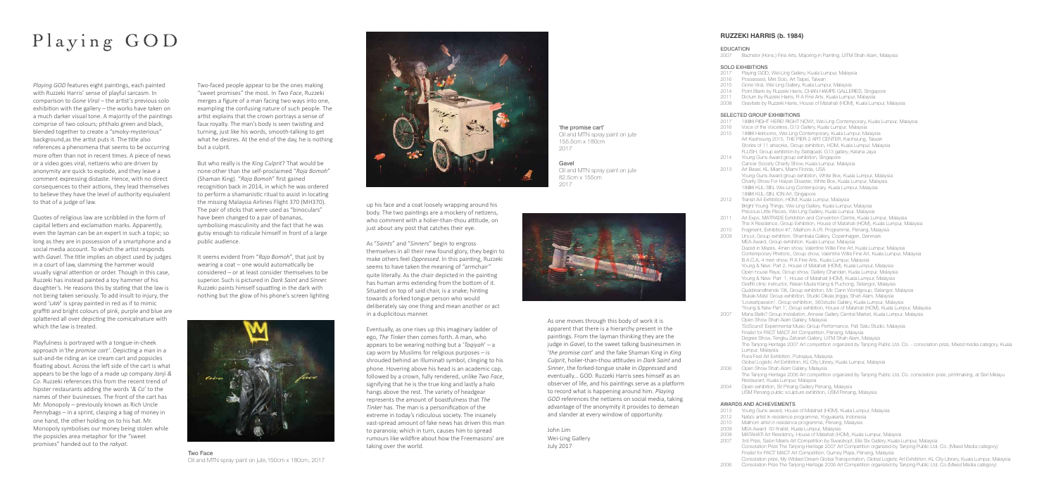# Playing GOD

*Playing GOD* features eight paintings, each painted with Ruzzeki Harris' sense of playful sarcasm. In comparison to *Gone Viral* – the artist's previous solo exhibition with the gallery – the works have taken on a much darker visual tone. A majority of the paintings comprise of two colours; phthalo green and black, blended together to create a "smoky-mysterious" background,as the artist puts it. The title also references a phenomena that seems to be occurring more often than not in recent times. A piece of news or a video goes viral, netizens who are driven by anonymity are quick to explode, and they leave a comment expressing distaste. Hence, with no direct consequences to their actions, they lead themselves to believe they have the level of authority equivalent to that of a judge of law.

Quotes of religious law are scribbled in the form of capital letters and exclamation marks. Apparently, even the layman can be an expert in such a topic; so long as they are in possession of a smartphone and a social media account. To which the artist responds with *Gavel*. The title implies an object used by judges in a court of law, slamming the hammer would usually signal attention or order. Though in this case, Ruzzeki has instead painted a toy hammer of his daughter's. He reasons this by stating that the law is not being taken seriously. To add insult to injury, the word '*LAW*' is spray painted in red as if to mimic graffiti and bright colours of pink, purple and blue are splattered all over depicting the comicalnature with which the law is treated.

Playfulness is portrayed with a tongue-in-cheek approach in*'the promise cart'*. Depicting a man in a suit-and-tie riding an ice cream cart and popsicles floating about. Across the left side of the cart is what appears to be the logo of a made up company *Janji & Co.* Ruzzeki references this from the recent trend of hipster restaurants adding the words '*& Co*' to the names of their businesses. The front of the cart has Mr. Monopoly – previously known as Rich Uncle Pennybags – in a sprint, clasping a bag of money in one hand, the other holding on to his hat. Mr. Monopoly symbolises our money being stolen while the popsicles area metaphor for the "sweet promises" handed out to the *rakyat*.

Two-faced people appear to be the ones making "sweet promises" the most. In *Two Face*, Ruzzeki merges a figure of a man facing two ways into one, exampling the confusing nature of such people. The artist explains that the crown portrays a sense of faux royalty. The man's body is seen twisting and turning, just like his words, smooth-talking to get what he desires. At the end of the day, he is nothing but a culprit.

But who really is the *King Culprit*? That would be none other than the self-proclaimed "*Raja Bomoh*" (Shaman King). "*Raja Bomoh*" first gained recognition back in 2014, in which he was ordered to perform a shamanistic ritual to assist in locating the missing Malaysia Airlines Flight 370 (MH370). The pair of sticks that were used as "binoculars" have been changed to a pair of bananas, symbolising masculinity and the fact that he was gutsy enough to ridicule himself in front of a large public audience.

It seems evident from "*Raja Bomoh*", that just by wearing a coat – one would automatically be considered – or at least consider themselves to be superior. Such is pictured in *Dark Saint* and *Sinner.* Ruzzeki paints himself squatting in the dark with nothing but the glow of his phone's screen lighting

Two Face
Oil and MTN spray paint on jute,150cm x 180cm, 2017

up his face and a coat loosely wrapping around his body. The two paintings are a mockery of netizens, who comment with a holier-than-thou attitude, on just about any post that catches their eye.

As "*Saints*" and "*Sinners*" begin to engross themselves in all their new found glory, they begin to make others feel *Oppressed*. In this painting, Ruzzeki seems to have taken the meaning of "armchair" quite literally. As the chair depicted in the painting has human arms extending from the bottom of it. Situated on top of said chair, is a snake; hinting towards a forked tongue person who would deliberately say one thing and mean another or act in a duplicitous manner.

Eventually, as one rises up this imaginary ladder of ego, *The Tinker* then comes forth. A man, who appears to be wearing nothing but a '*Taqiyah*' – a cap worn by Muslims for religious purposes – is shrouded behind an Illuminati symbol, clinging to his phone. Hovering above his head is an academic cap, followed by a crown, fully rendered, unlike *Two Face*, signifying that he is the true king and lastly a halo hangs above the rest. The variety of headgear represents the amount of boastfulness that *The Tinker* has. The man is a personification of the extreme in today's ridiculous society. The insanely vast-spread amount of fake news has driven this man to paranoia; which in turn, causes him to spread rumours like wildfire about how the Freemasons' are taking over the world.

'the promise cart'
Oil and MTN spray paint on jute
155.5cm x 180cm
2017

Gavel
Oil and MTN spray paint on jute
82.5cm x 156cm
2017

As one moves through this body of work it is apparent that there is a hierarchy present in the paintings. From the layman thinking they are the judge in *Gavel*, to the sweet talking businessmen in '*the promise cart*' and the fake Shaman King in *King Culprit*, holier-than-thou attitudes in *Dark Saint* and *Sinner*, the forked-tongue snake in *Oppressed* and eventually... GOD. Ruzzeki Harris sees himself as an observer of life, and his paintings serve as a platform to record what is happening around him. *Playing GOD* references the netizens on social media, taking advantage of the anonymity it provides to demean and slander at every window of opportunity.

John Lim
Wei-Ling Gallery
July 2017

## RUZZEKI HARRIS (b. 1984)

### EDUCATION

2007 Bachelor (Hons.) Fine Arts, Majoring in Painting, UiTM Shah Alam, Malaysia

### SOLO EXHIBITIONS

2017 Playing GOD, Wei-Ling Gallery, Kuala Lumpur, Malaysia
2016 Possessed, Mini Solo, Art Taipei, Taiwan
2016 Gone Viral, Wei-Ling Gallery, Kuala Lumpur, Malaysia
2014 Point Blank by Ruzzeki Harris, CHAN HAMPE GALLERIES, Singapore
2011 Dictum by Ruzzeki Harris, R A Fine Arts, Kuala Lumpur, Malaysia
2008 Gravitate by Ruzzeki Harris, House of Matahati (HOM), Kuala Lumpur, Malaysia

### SELECTED GROUP EXHIBITIONS

2017 18@8 RIGHT HERE! RIGHT NOW!, Wei-Ling Contemporary, Kuala Lumpur, Malaysia
2016 Voice of the Voiceless, G13 Gallery, Kuala Lumpur, Malaysia
2015 18@8 Heirlooms, Wei-Ling Contemporary, Kuala Lumpur, Malaysia
Art Kaohsiung 2015, THE PIER-2 ART CENTER, Kaohsiung, Taiwan
Stories of 11 artworks, Group exhibition, HOM, Kuala Lumpur, Malaysia
FLUSH, Group exhibition by Sebijpadi, G13 gallery, Kelana Jaya
2014 Young Guns Award group exhibition, Singapore
Cancer Society Charity Show, Kuala Lumpur, Malaysia
2013 Art Basel, KL-Miami, Miami Florida, USA
Young Guns Award group exhibition, White Box, Kuala Lumpur, Malaysia
Charity Show For Haiyan Disaster, White Box, Kuala Lumpur, Malaysia
18@8 KUL-SIN, Wei-Ling Contemporary, Kuala Lumpur, Malaysia
18@8 KUL-SIN, ION Art, Singapore
2012 Transit A4 Exhibition, HOM, Kuala Lumpur, Malaysia
Bright Young Things, Wei-Ling Gallery, Kuala Lumpur, Malaysia
Precious Little Pieces, Wei-Ling Gallery, Kuala Lumpur, Malaysia
2011 Art Expo, MATRADE Exhibition and Convention Centre, Kuala Lumpur, Malaysia
The X Residence, Group Exhibition, House of Matahati (HOM), Kuala Lumpur, Malaysia
2010 Fragment, Exhibition #7, Malihom A.I.R. Programme, Penang, Malaysia
2009 Uncut, Group exhibition, Shambala Gallery, Copenhagen, Denmark
MEA Award, Group exhibition, Kuala Lumpur, Malaysia
Dazed in Mazes, 4men show, Valentine Willie Fine Art, Kuala Lumpur, Malaysia
Contemporary Rhetoric, Group show, Valentine Willie Fine Art, Kuala Lumpur, Malaysia
B.A.C.A, 4 men show, R A Fine Arts, Kuala Lumpur, Malaysia
Young & Now: Part 2, House of Matahati (HOM), Kuala Lumpur, Malaysia
Open house Raya, Group show, Gallery Chandan, Kuala Lumpur, Malaysia
Young & Now: Part 1, House of Matahati (HOM), Kuala Lumpur, Malaysia
Graffiti clinic instructor, Rakan Muda Klang & Puchong, Selangor, Malaysia
Quddinandfriends '09, Group exhibition, Mc Cann Worldgroup, Selangor, Malaysia
'Bukak Mata' Group exhibition, Studio Dikala jingga, Shah Alam, Malaysia
'Loveartpassion'. Group exhibition, 360studio Gallery, Kuala Lumpur, Malaysia
'Young & New Part 1', Group exhibition, House of Matahati (HOM), Kuala Lumpur, Malaysia
2007 Mana Batik? Group Installation, Annexe Gallery Central Market, Kuala Lumpur, Malaysia
Open Show Shah Alam Gallery, Malaysia
'SoSound' Experimental Music Group Performance, Pati Satu Studio, Malaysia
Finalist for PACT MACT Art Competition, Penang, Malaysia
Degree Show, Tengku Zaharah Gallery, UiTM Shah Alam, Malaysia
The Tanjong Heritage 2007 Art competition organized by Tanjong Public Ltd. Co. - consolation prize, Mixed media category, Kuala Lumpur, Malaysia
Flora Fest Art Exhibition, Putrajaya, Malaysia
Global Logistic Art Exhibition, KL City Library, Kuala Lumpur, Malaysia
2006 Open Show Shah Alam Gallery, Malaysia
The Tanjong Heritage 2006 Art competition organized by Tanjong Public Ltd. Co. consolation prize, printmaking, at Seri Melayu Restaurant, Kuala Lumpur, Malaysia
2004 Open exhibition, Sri Pinang Gallery Penang, Malaysia
USM Penang public sculpture exhibition, USM Penang, Malaysia

### AWARDS AND ACHIEVEMENTS

2013 Young Guns award, House of Matahati (HOM), Kuala Lumpur, Malaysia
2012 Nala's artist in residence programme, Yogyakarta, Indonesia
2010 Malihom artist in residence programme, Penang, Malaysia
2009 MEA Award 50 finalist, Kuala Lumpur, Malaysia
2008 MATAHATI Art Residency, House of Matahati (HOM), Kuala Lumpur, Malaysia
2007 3rd Prize, Salon Meets Art Competition by Swarzkopf, Elle Six Gallery, Kuala Lumpur, Malaysia
Consolation Prize The Tanjong Heritage 2007 Art Competition organized by Tanjong Public Ltd. Co. (Mixed Media category)
Finalist for PACT MACT Art Competition, Gurney Plaza, Penang, Malaysia
Consolation prize, My Wildest Dream Global Transportation, Global Logistic Art Exhibition, KL City Library, Kuala Lumpur, Malaysia
2006 Consolation Prize The Tanjong Heritage 2006 Art Competition organized by Tanjong Public Ltd. Co (Mixed Media category)